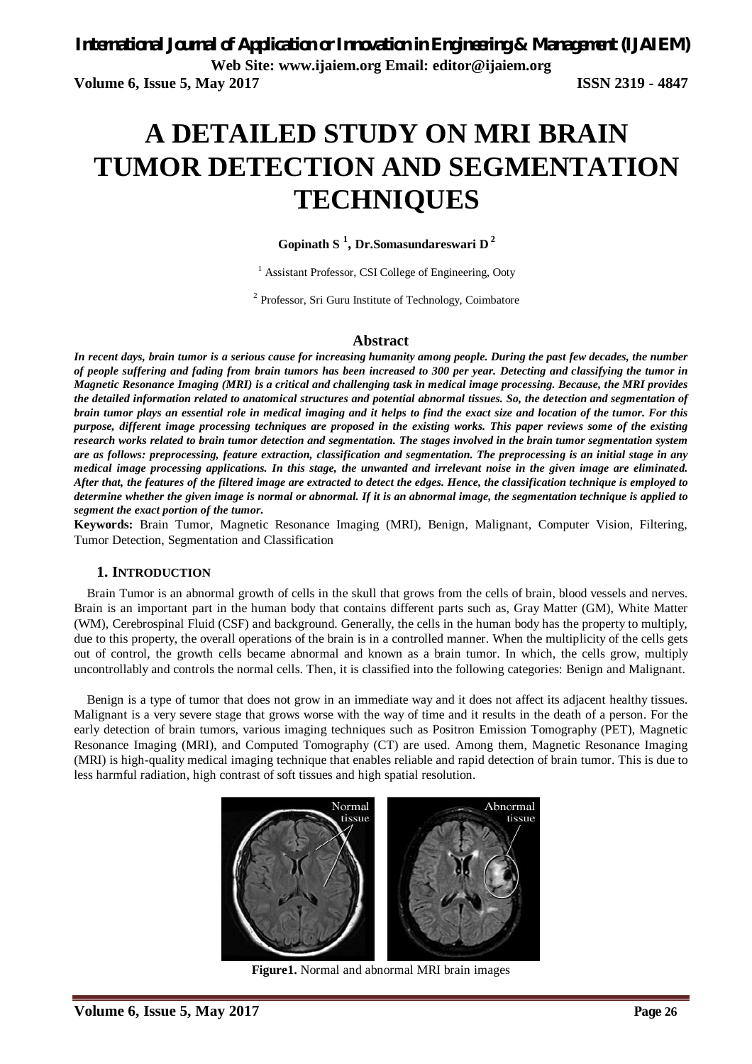# A DETAILED STUDY ON MRI BRAIN TUMOR DETECTION AND SEGMENTATION TECHNIQUES

**Gopinath S [1], Dr.Somasundareswari D [2]**

[1] Assistant Professor, CSI College of Engineering, Ooty

[2] Professor, Sri Guru Institute of Technology, Coimbatore

## Abstract

***In recent days, brain tumor is a serious cause for increasing humanity among people. During the past few decades, the number of people suffering and fading from brain tumors has been increased to 300 per year. Detecting and classifying the tumor in Magnetic Resonance Imaging (MRI) is a critical and challenging task in medical image processing. Because, the MRI provides the detailed information related to anatomical structures and potential abnormal tissues. So, the detection and segmentation of brain tumor plays an essential role in medical imaging and it helps to find the exact size and location of the tumor. For this purpose, different image processing techniques are proposed in the existing works. This paper reviews some of the existing research works related to brain tumor detection and segmentation. The stages involved in the brain tumor segmentation system are as follows: preprocessing, feature extraction, classification and segmentation. The preprocessing is an initial stage in any medical image processing applications. In this stage, the unwanted and irrelevant noise in the given image are eliminated. After that, the features of the filtered image are extracted to detect the edges. Hence, the classification technique is employed to determine whether the given image is normal or abnormal. If it is an abnormal image, the segmentation technique is applied to segment the exact portion of the tumor.***

**Keywords:** Brain Tumor, Magnetic Resonance Imaging (MRI), Benign, Malignant, Computer Vision, Filtering, Tumor Detection, Segmentation and Classification

## 1. INTRODUCTION

Brain Tumor is an abnormal growth of cells in the skull that grows from the cells of brain, blood vessels and nerves. Brain is an important part in the human body that contains different parts such as, Gray Matter (GM), White Matter (WM), Cerebrospinal Fluid (CSF) and background. Generally, the cells in the human body has the property to multiply, due to this property, the overall operations of the brain is in a controlled manner. When the multiplicity of the cells gets out of control, the growth cells became abnormal and known as a brain tumor. In which, the cells grow, multiply uncontrollably and controls the normal cells. Then, it is classified into the following categories: Benign and Malignant.

Benign is a type of tumor that does not grow in an immediate way and it does not affect its adjacent healthy tissues. Malignant is a very severe stage that grows worse with the way of time and it results in the death of a person. For the early detection of brain tumors, various imaging techniques such as Positron Emission Tomography (PET), Magnetic Resonance Imaging (MRI), and Computed Tomography (CT) are used. Among them, Magnetic Resonance Imaging (MRI) is high-quality medical imaging technique that enables reliable and rapid detection of brain tumor. This is due to less harmful radiation, high contrast of soft tissues and high spatial resolution.

**Figure1.** Normal and abnormal MRI brain images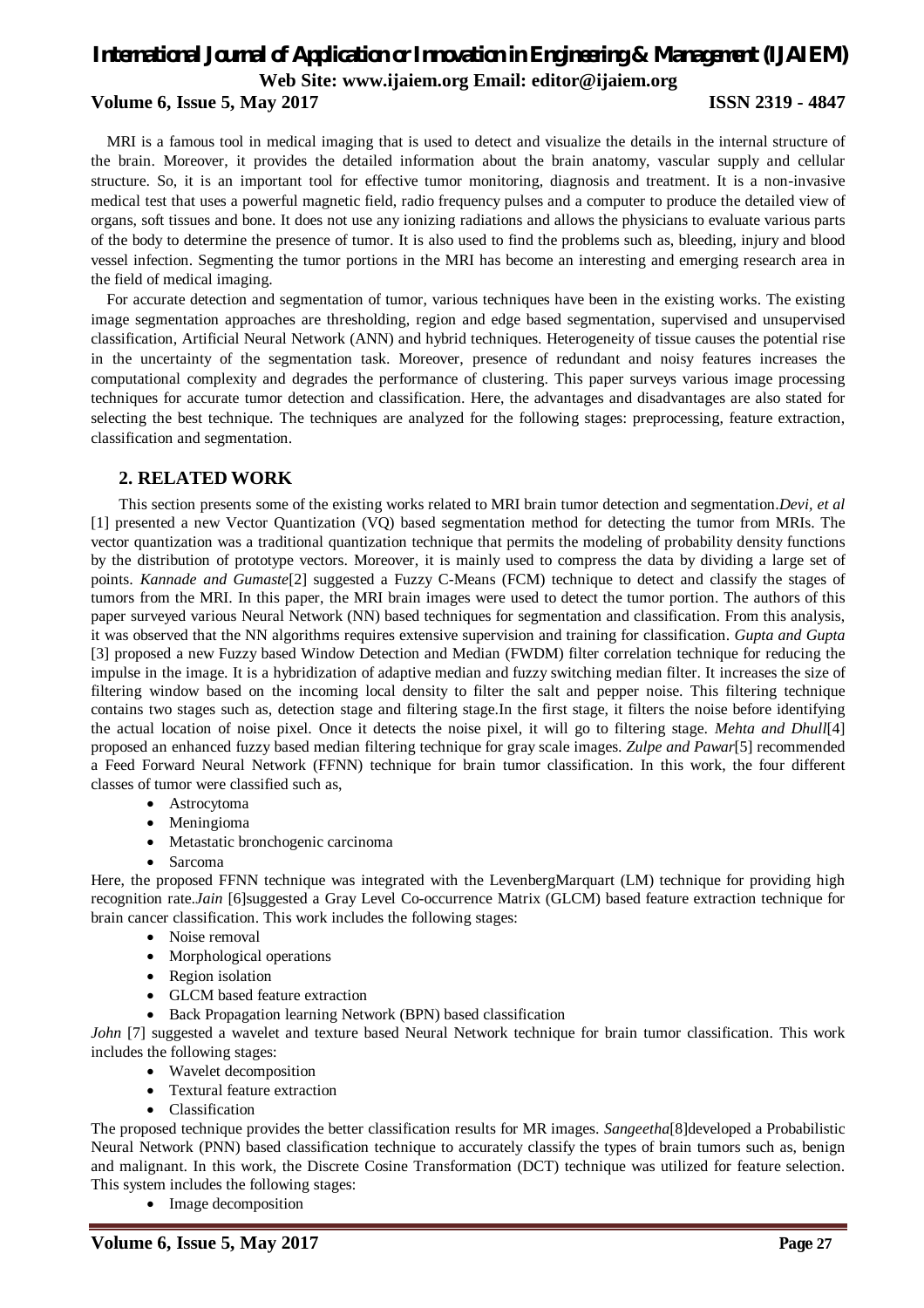MRI is a famous tool in medical imaging that is used to detect and visualize the details in the internal structure of the brain. Moreover, it provides the detailed information about the brain anatomy, vascular supply and cellular structure. So, it is an important tool for effective tumor monitoring, diagnosis and treatment. It is a non-invasive medical test that uses a powerful magnetic field, radio frequency pulses and a computer to produce the detailed view of organs, soft tissues and bone. It does not use any ionizing radiations and allows the physicians to evaluate various parts of the body to determine the presence of tumor. It is also used to find the problems such as, bleeding, injury and blood vessel infection. Segmenting the tumor portions in the MRI has become an interesting and emerging research area in the field of medical imaging.

For accurate detection and segmentation of tumor, various techniques have been in the existing works. The existing image segmentation approaches are thresholding, region and edge based segmentation, supervised and unsupervised classification, Artificial Neural Network (ANN) and hybrid techniques. Heterogeneity of tissue causes the potential rise in the uncertainty of the segmentation task. Moreover, presence of redundant and noisy features increases the computational complexity and degrades the performance of clustering. This paper surveys various image processing techniques for accurate tumor detection and classification. Here, the advantages and disadvantages are also stated for selecting the best technique. The techniques are analyzed for the following stages: preprocessing, feature extraction, classification and segmentation.

## 2. RELATED WORK

This section presents some of the existing works related to MRI brain tumor detection and segmentation.*Devi, et al* [1] presented a new Vector Quantization (VQ) based segmentation method for detecting the tumor from MRIs. The vector quantization was a traditional quantization technique that permits the modeling of probability density functions by the distribution of prototype vectors. Moreover, it is mainly used to compress the data by dividing a large set of points. *Kannade and Gumaste*[2] suggested a Fuzzy C-Means (FCM) technique to detect and classify the stages of tumors from the MRI. In this paper, the MRI brain images were used to detect the tumor portion. The authors of this paper surveyed various Neural Network (NN) based techniques for segmentation and classification. From this analysis, it was observed that the NN algorithms requires extensive supervision and training for classification. *Gupta and Gupta* [3] proposed a new Fuzzy based Window Detection and Median (FWDM) filter correlation technique for reducing the impulse in the image. It is a hybridization of adaptive median and fuzzy switching median filter. It increases the size of filtering window based on the incoming local density to filter the salt and pepper noise. This filtering technique contains two stages such as, detection stage and filtering stage.In the first stage, it filters the noise before identifying the actual location of noise pixel. Once it detects the noise pixel, it will go to filtering stage. *Mehta and Dhull*[4] proposed an enhanced fuzzy based median filtering technique for gray scale images. *Zulpe and Pawar*[5] recommended a Feed Forward Neural Network (FFNN) technique for brain tumor classification. In this work, the four different classes of tumor were classified such as,

- Astrocytoma
- Meningioma
- Metastatic bronchogenic carcinoma
- Sarcoma

Here, the proposed FFNN technique was integrated with the LevenbergMarquart (LM) technique for providing high recognition rate.*Jain* [6]suggested a Gray Level Co-occurrence Matrix (GLCM) based feature extraction technique for brain cancer classification. This work includes the following stages:

- Noise removal
- Morphological operations
- Region isolation
- GLCM based feature extraction
- Back Propagation learning Network (BPN) based classification

*John* [7] suggested a wavelet and texture based Neural Network technique for brain tumor classification. This work includes the following stages:

- Wavelet decomposition
- Textural feature extraction
- Classification

The proposed technique provides the better classification results for MR images. *Sangeetha*[8]developed a Probabilistic Neural Network (PNN) based classification technique to accurately classify the types of brain tumors such as, benign and malignant. In this work, the Discrete Cosine Transformation (DCT) technique was utilized for feature selection. This system includes the following stages:

- Image decomposition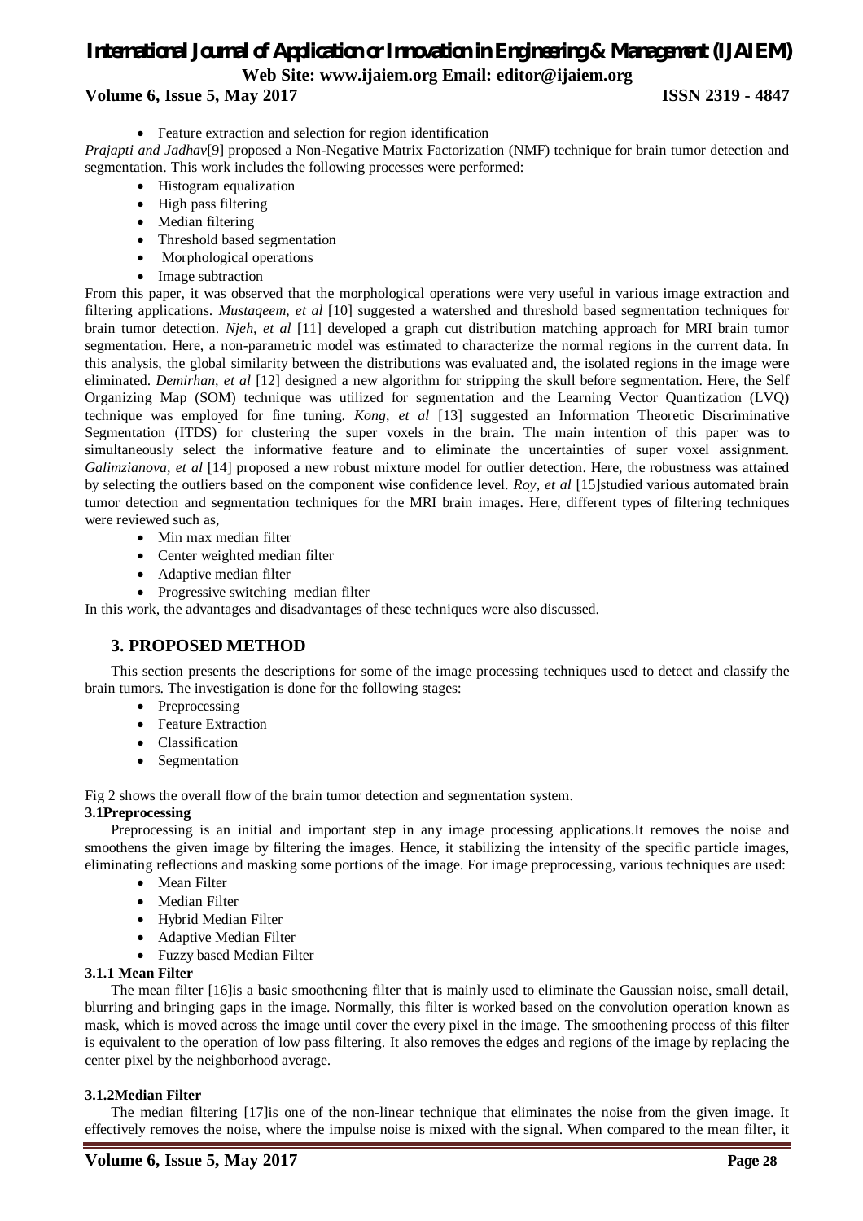- Feature extraction and selection for region identification

*Prajapti and Jadhav*[9] proposed a Non-Negative Matrix Factorization (NMF) technique for brain tumor detection and segmentation. This work includes the following processes were performed:

- Histogram equalization
- High pass filtering
- Median filtering
- Threshold based segmentation
- Morphological operations
- Image subtraction

From this paper, it was observed that the morphological operations were very useful in various image extraction and filtering applications. *Mustaqeem, et al* [10] suggested a watershed and threshold based segmentation techniques for brain tumor detection. *Njeh, et al* [11] developed a graph cut distribution matching approach for MRI brain tumor segmentation. Here, a non-parametric model was estimated to characterize the normal regions in the current data. In this analysis, the global similarity between the distributions was evaluated and, the isolated regions in the image were eliminated. *Demirhan, et al* [12] designed a new algorithm for stripping the skull before segmentation. Here, the Self Organizing Map (SOM) technique was utilized for segmentation and the Learning Vector Quantization (LVQ) technique was employed for fine tuning. *Kong, et al* [13] suggested an Information Theoretic Discriminative Segmentation (ITDS) for clustering the super voxels in the brain. The main intention of this paper was to simultaneously select the informative feature and to eliminate the uncertainties of super voxel assignment. *Galimzianova, et al* [14] proposed a new robust mixture model for outlier detection. Here, the robustness was attained by selecting the outliers based on the component wise confidence level. *Roy, et al* [15]studied various automated brain tumor detection and segmentation techniques for the MRI brain images. Here, different types of filtering techniques were reviewed such as,

- Min max median filter
- Center weighted median filter
- Adaptive median filter
- Progressive switching median filter

In this work, the advantages and disadvantages of these techniques were also discussed.

## 3. PROPOSED METHOD

This section presents the descriptions for some of the image processing techniques used to detect and classify the brain tumors. The investigation is done for the following stages:

- Preprocessing
- Feature Extraction
- Classification
- Segmentation

Fig 2 shows the overall flow of the brain tumor detection and segmentation system.

### 3.1Preprocessing

Preprocessing is an initial and important step in any image processing applications.It removes the noise and smoothens the given image by filtering the images. Hence, it stabilizing the intensity of the specific particle images, eliminating reflections and masking some portions of the image. For image preprocessing, various techniques are used:

- Mean Filter
- Median Filter
- Hybrid Median Filter
- Adaptive Median Filter
- Fuzzy based Median Filter

#### 3.1.1 Mean Filter

The mean filter [16]is a basic smoothening filter that is mainly used to eliminate the Gaussian noise, small detail, blurring and bringing gaps in the image. Normally, this filter is worked based on the convolution operation known as mask, which is moved across the image until cover the every pixel in the image. The smoothening process of this filter is equivalent to the operation of low pass filtering. It also removes the edges and regions of the image by replacing the center pixel by the neighborhood average.

#### 3.1.2Median Filter

The median filtering [17]is one of the non-linear technique that eliminates the noise from the given image. It effectively removes the noise, where the impulse noise is mixed with the signal. When compared to the mean filter, it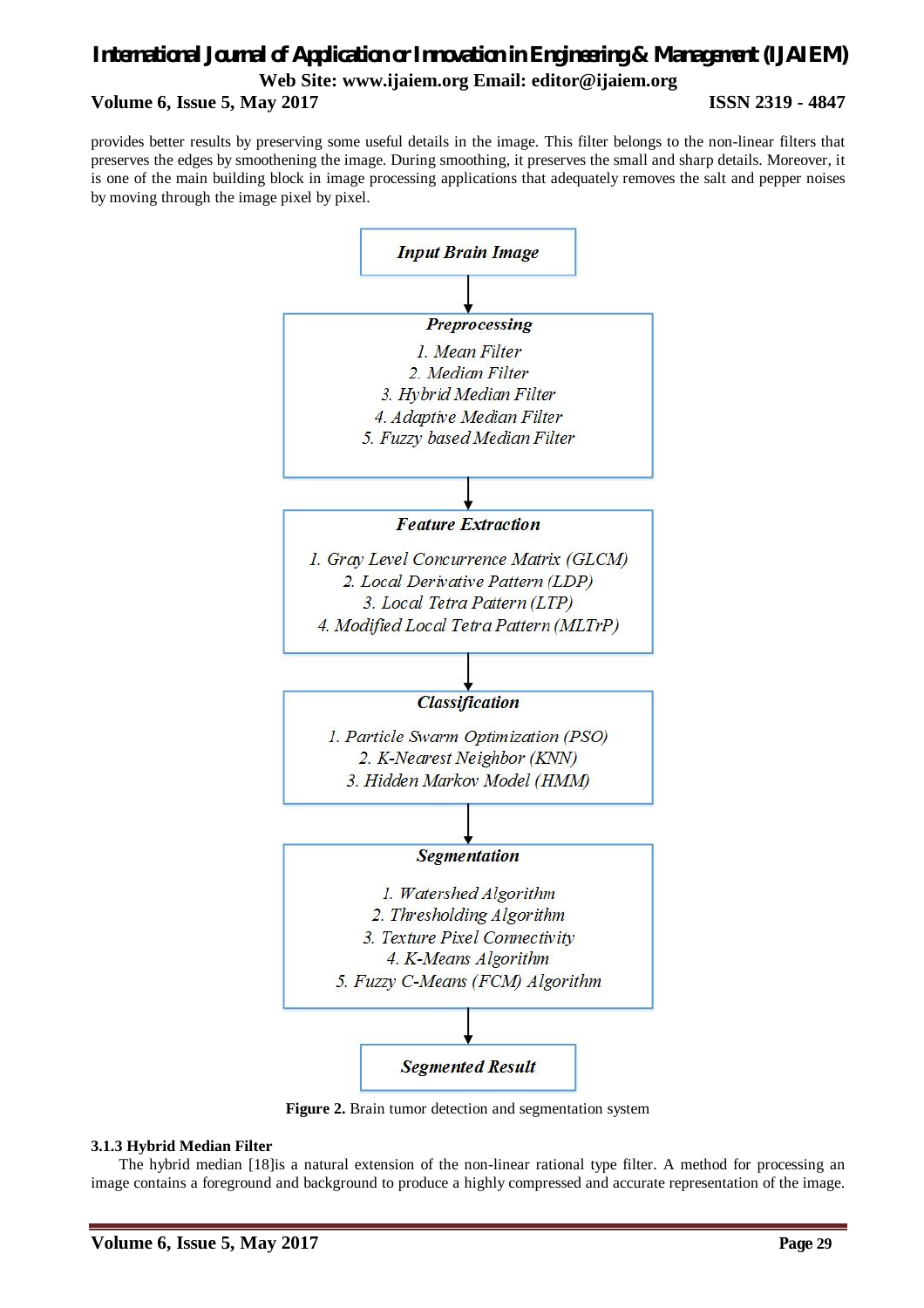provides better results by preserving some useful details in the image. This filter belongs to the non-linear filters that preserves the edges by smoothening the image. During smoothing, it preserves the small and sharp details. Moreover, it is one of the main building block in image processing applications that adequately removes the salt and pepper noises by moving through the image pixel by pixel.

***Input Brain Image***

↓

***Preprocessing***

1. *Mean Filter*
2. *Median Filter*
3. *Hybrid Median Filter*
4. *Adaptive Median Filter*
5. *Fuzzy based Median Filter*

↓

***Feature Extraction***

1. *Gray Level Concurrence Matrix (GLCM)*
2. *Local Derivative Pattern (LDP)*
3. *Local Tetra Pattern (LTP)*
4. *Modified Local Tetra Pattern (MLTrP)*

↓

***Classification***

1. *Particle Swarm Optimization (PSO)*
2. *K-Nearest Neighbor (KNN)*
3. *Hidden Markov Model (HMM)*

↓

***Segmentation***

1. *Watershed Algorithm*
2. *Thresholding Algorithm*
3. *Texture Pixel Connectivity*
4. *K-Means Algorithm*
5. *Fuzzy C-Means (FCM) Algorithm*

↓

***Segmented Result***

**Figure 2.** Brain tumor detection and segmentation system

### 3.1.3 Hybrid Median Filter

The hybrid median [18]is a natural extension of the non-linear rational type filter. A method for processing an image contains a foreground and background to produce a highly compressed and accurate representation of the image.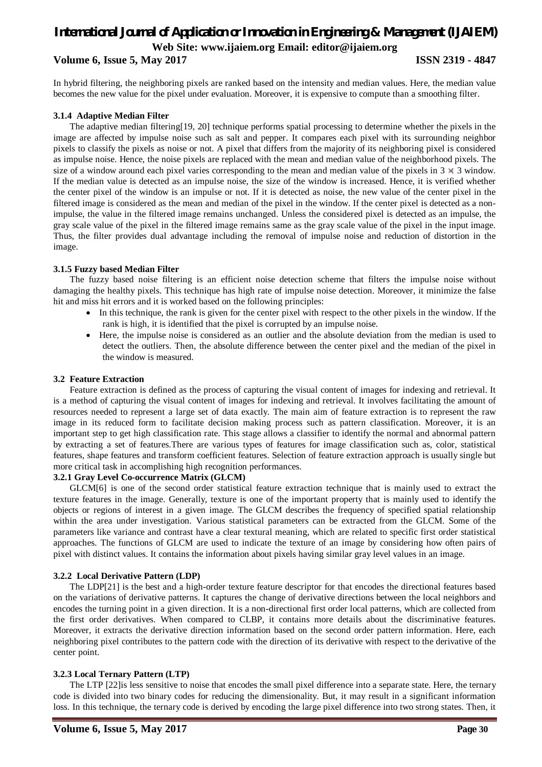In hybrid filtering, the neighboring pixels are ranked based on the intensity and median values. Here, the median value becomes the new value for the pixel under evaluation. Moreover, it is expensive to compute than a smoothing filter.

#### 3.1.4 Adaptive Median Filter

The adaptive median filtering[19, 20] technique performs spatial processing to determine whether the pixels in the image are affected by impulse noise such as salt and pepper. It compares each pixel with its surrounding neighbor pixels to classify the pixels as noise or not. A pixel that differs from the majority of its neighboring pixel is considered as impulse noise. Hence, the noise pixels are replaced with the mean and median value of the neighborhood pixels. The size of a window around each pixel varies corresponding to the mean and median value of the pixels in $3 \times 3$ window. If the median value is detected as an impulse noise, the size of the window is increased. Hence, it is verified whether the center pixel of the window is an impulse or not. If it is detected as noise, the new value of the center pixel in the filtered image is considered as the mean and median of the pixel in the window. If the center pixel is detected as a non-impulse, the value in the filtered image remains unchanged. Unless the considered pixel is detected as an impulse, the gray scale value of the pixel in the filtered image remains same as the gray scale value of the pixel in the input image. Thus, the filter provides dual advantage including the removal of impulse noise and reduction of distortion in the image.

#### 3.1.5 Fuzzy based Median Filter

The fuzzy based noise filtering is an efficient noise detection scheme that filters the impulse noise without damaging the healthy pixels. This technique has high rate of impulse noise detection. Moreover, it minimize the false hit and miss hit errors and it is worked based on the following principles:

- In this technique, the rank is given for the center pixel with respect to the other pixels in the window. If the rank is high, it is identified that the pixel is corrupted by an impulse noise.
- Here, the impulse noise is considered as an outlier and the absolute deviation from the median is used to detect the outliers. Then, the absolute difference between the center pixel and the median of the pixel in the window is measured.

### 3.2 Feature Extraction

Feature extraction is defined as the process of capturing the visual content of images for indexing and retrieval. It is a method of capturing the visual content of images for indexing and retrieval. It involves facilitating the amount of resources needed to represent a large set of data exactly. The main aim of feature extraction is to represent the raw image in its reduced form to facilitate decision making process such as pattern classification. Moreover, it is an important step to get high classification rate. This stage allows a classifier to identify the normal and abnormal pattern by extracting a set of features.There are various types of features for image classification such as, color, statistical features, shape features and transform coefficient features. Selection of feature extraction approach is usually single but more critical task in accomplishing high recognition performances.

#### 3.2.1 Gray Level Co-occurrence Matrix (GLCM)

GLCM[6] is one of the second order statistical feature extraction technique that is mainly used to extract the texture features in the image. Generally, texture is one of the important property that is mainly used to identify the objects or regions of interest in a given image. The GLCM describes the frequency of specified spatial relationship within the area under investigation. Various statistical parameters can be extracted from the GLCM. Some of the parameters like variance and contrast have a clear textural meaning, which are related to specific first order statistical approaches. The functions of GLCM are used to indicate the texture of an image by considering how often pairs of pixel with distinct values. It contains the information about pixels having similar gray level values in an image.

#### 3.2.2 Local Derivative Pattern (LDP)

The LDP[21] is the best and a high-order texture feature descriptor for that encodes the directional features based on the variations of derivative patterns. It captures the change of derivative directions between the local neighbors and encodes the turning point in a given direction. It is a non-directional first order local patterns, which are collected from the first order derivatives. When compared to CLBP, it contains more details about the discriminative features. Moreover, it extracts the derivative direction information based on the second order pattern information. Here, each neighboring pixel contributes to the pattern code with the direction of its derivative with respect to the derivative of the center point.

#### 3.2.3 Local Ternary Pattern (LTP)

The LTP [22]is less sensitive to noise that encodes the small pixel difference into a separate state. Here, the ternary code is divided into two binary codes for reducing the dimensionality. But, it may result in a significant information loss. In this technique, the ternary code is derived by encoding the large pixel difference into two strong states. Then, it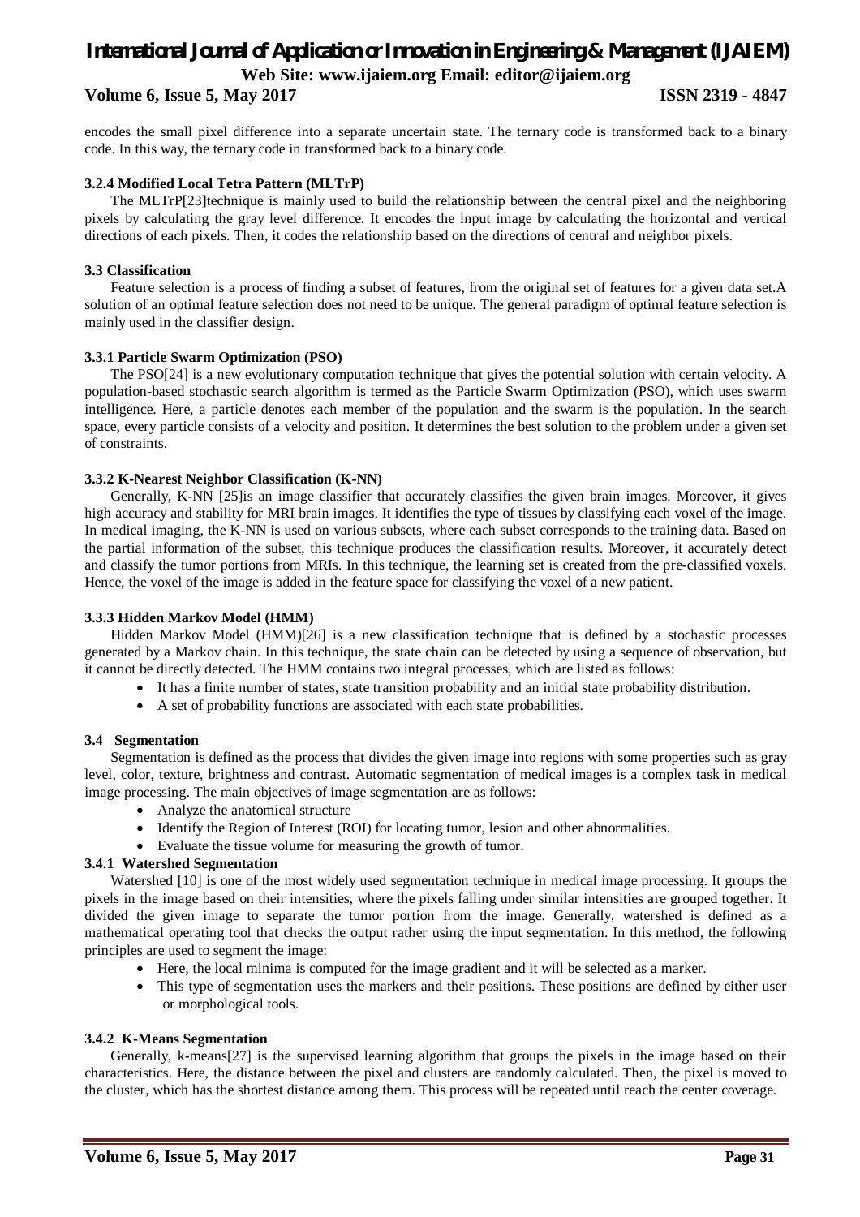encodes the small pixel difference into a separate uncertain state. The ternary code is transformed back to a binary code. In this way, the ternary code in transformed back to a binary code.

#### 3.2.4 Modified Local Tetra Pattern (MLTrP)

The MLTrP[23]technique is mainly used to build the relationship between the central pixel and the neighboring pixels by calculating the gray level difference. It encodes the input image by calculating the horizontal and vertical directions of each pixels. Then, it codes the relationship based on the directions of central and neighbor pixels.

### 3.3 Classification

Feature selection is a process of finding a subset of features, from the original set of features for a given data set.A solution of an optimal feature selection does not need to be unique. The general paradigm of optimal feature selection is mainly used in the classifier design.

#### 3.3.1 Particle Swarm Optimization (PSO)

The PSO[24] is a new evolutionary computation technique that gives the potential solution with certain velocity. A population-based stochastic search algorithm is termed as the Particle Swarm Optimization (PSO), which uses swarm intelligence. Here, a particle denotes each member of the population and the swarm is the population. In the search space, every particle consists of a velocity and position. It determines the best solution to the problem under a given set of constraints.

#### 3.3.2 K-Nearest Neighbor Classification (K-NN)

Generally, K-NN [25]is an image classifier that accurately classifies the given brain images. Moreover, it gives high accuracy and stability for MRI brain images. It identifies the type of tissues by classifying each voxel of the image. In medical imaging, the K-NN is used on various subsets, where each subset corresponds to the training data. Based on the partial information of the subset, this technique produces the classification results. Moreover, it accurately detect and classify the tumor portions from MRIs. In this technique, the learning set is created from the pre-classified voxels. Hence, the voxel of the image is added in the feature space for classifying the voxel of a new patient.

#### 3.3.3 Hidden Markov Model (HMM)

Hidden Markov Model (HMM)[26] is a new classification technique that is defined by a stochastic processes generated by a Markov chain. In this technique, the state chain can be detected by using a sequence of observation, but it cannot be directly detected. The HMM contains two integral processes, which are listed as follows:

- It has a finite number of states, state transition probability and an initial state probability distribution.
- A set of probability functions are associated with each state probabilities.

### 3.4 Segmentation

Segmentation is defined as the process that divides the given image into regions with some properties such as gray level, color, texture, brightness and contrast. Automatic segmentation of medical images is a complex task in medical image processing. The main objectives of image segmentation are as follows:

- Analyze the anatomical structure
- Identify the Region of Interest (ROI) for locating tumor, lesion and other abnormalities.
- Evaluate the tissue volume for measuring the growth of tumor.

#### 3.4.1 Watershed Segmentation

Watershed [10] is one of the most widely used segmentation technique in medical image processing. It groups the pixels in the image based on their intensities, where the pixels falling under similar intensities are grouped together. It divided the given image to separate the tumor portion from the image. Generally, watershed is defined as a mathematical operating tool that checks the output rather using the input segmentation. In this method, the following principles are used to segment the image:

- Here, the local minima is computed for the image gradient and it will be selected as a marker.
- This type of segmentation uses the markers and their positions. These positions are defined by either user or morphological tools.

#### 3.4.2 K-Means Segmentation

Generally, k-means[27] is the supervised learning algorithm that groups the pixels in the image based on their characteristics. Here, the distance between the pixel and clusters are randomly calculated. Then, the pixel is moved to the cluster, which has the shortest distance among them. This process will be repeated until reach the center coverage.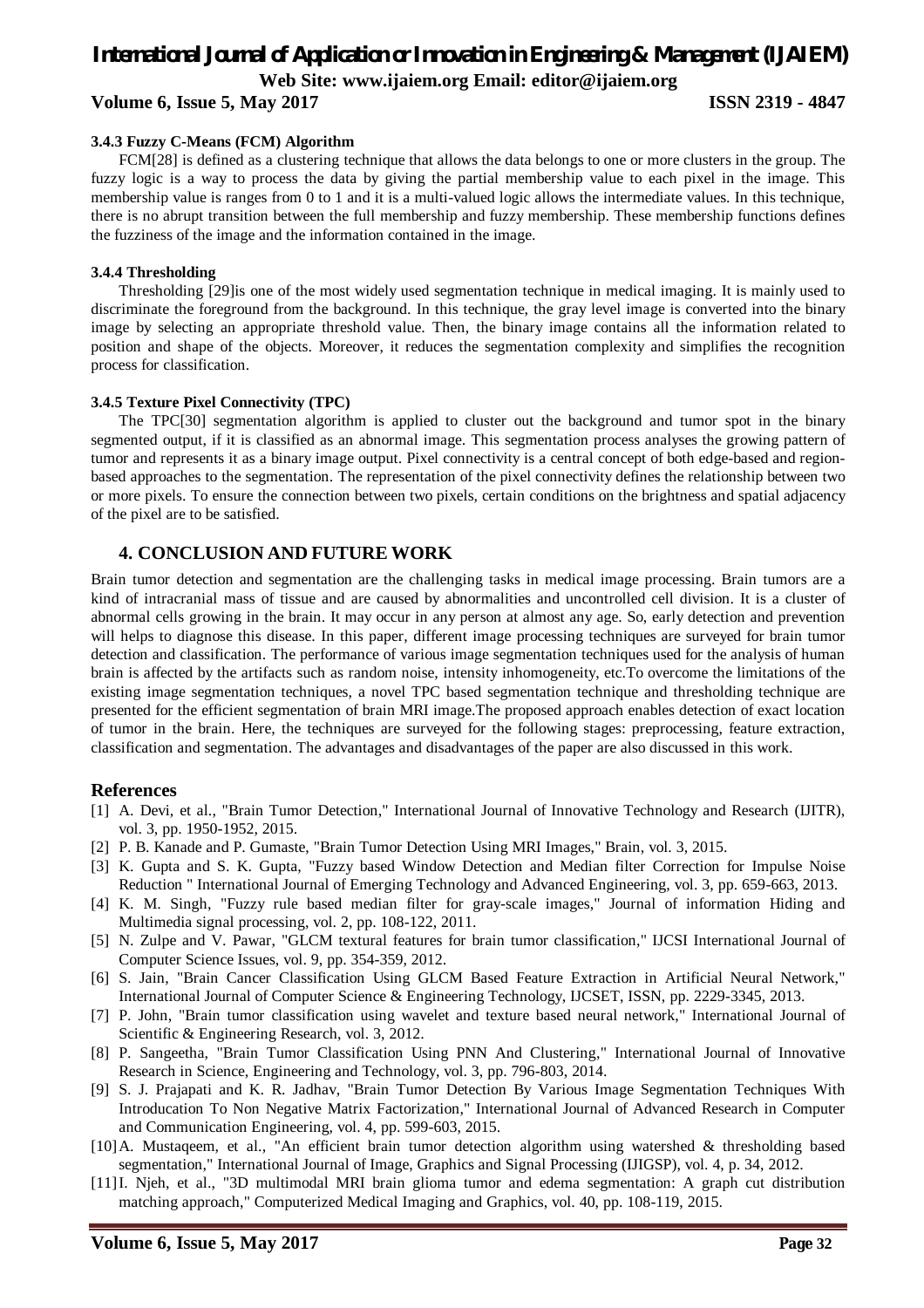#### 3.4.3 Fuzzy C-Means (FCM) Algorithm

FCM[28] is defined as a clustering technique that allows the data belongs to one or more clusters in the group. The fuzzy logic is a way to process the data by giving the partial membership value to each pixel in the image. This membership value is ranges from 0 to 1 and it is a multi-valued logic allows the intermediate values. In this technique, there is no abrupt transition between the full membership and fuzzy membership. These membership functions defines the fuzziness of the image and the information contained in the image.

#### 3.4.4 Thresholding

Thresholding [29]is one of the most widely used segmentation technique in medical imaging. It is mainly used to discriminate the foreground from the background. In this technique, the gray level image is converted into the binary image by selecting an appropriate threshold value. Then, the binary image contains all the information related to position and shape of the objects. Moreover, it reduces the segmentation complexity and simplifies the recognition process for classification.

#### 3.4.5 Texture Pixel Connectivity (TPC)

The TPC[30] segmentation algorithm is applied to cluster out the background and tumor spot in the binary segmented output, if it is classified as an abnormal image. This segmentation process analyses the growing pattern of tumor and represents it as a binary image output. Pixel connectivity is a central concept of both edge-based and region-based approaches to the segmentation. The representation of the pixel connectivity defines the relationship between two or more pixels. To ensure the connection between two pixels, certain conditions on the brightness and spatial adjacency of the pixel are to be satisfied.

## 4. CONCLUSION AND FUTURE WORK

Brain tumor detection and segmentation are the challenging tasks in medical image processing. Brain tumors are a kind of intracranial mass of tissue and are caused by abnormalities and uncontrolled cell division. It is a cluster of abnormal cells growing in the brain. It may occur in any person at almost any age. So, early detection and prevention will helps to diagnose this disease. In this paper, different image processing techniques are surveyed for brain tumor detection and classification. The performance of various image segmentation techniques used for the analysis of human brain is affected by the artifacts such as random noise, intensity inhomogeneity, etc.To overcome the limitations of the existing image segmentation techniques, a novel TPC based segmentation technique and thresholding technique are presented for the efficient segmentation of brain MRI image.The proposed approach enables detection of exact location of tumor in the brain. Here, the techniques are surveyed for the following stages: preprocessing, feature extraction, classification and segmentation. The advantages and disadvantages of the paper are also discussed in this work.

## References

[1] A. Devi, et al., "Brain Tumor Detection," International Journal of Innovative Technology and Research (IJITR), vol. 3, pp. 1950-1952, 2015.

[2] P. B. Kanade and P. Gumaste, "Brain Tumor Detection Using MRI Images," Brain, vol. 3, 2015.

[3] K. Gupta and S. K. Gupta, "Fuzzy based Window Detection and Median filter Correction for Impulse Noise Reduction " International Journal of Emerging Technology and Advanced Engineering, vol. 3, pp. 659-663, 2013.

[4] K. M. Singh, "Fuzzy rule based median filter for gray-scale images," Journal of information Hiding and Multimedia signal processing, vol. 2, pp. 108-122, 2011.

[5] N. Zulpe and V. Pawar, "GLCM textural features for brain tumor classification," IJCSI International Journal of Computer Science Issues, vol. 9, pp. 354-359, 2012.

[6] S. Jain, "Brain Cancer Classification Using GLCM Based Feature Extraction in Artificial Neural Network," International Journal of Computer Science & Engineering Technology, IJCSET, ISSN, pp. 2229-3345, 2013.

[7] P. John, "Brain tumor classification using wavelet and texture based neural network," International Journal of Scientific & Engineering Research, vol. 3, 2012.

[8] P. Sangeetha, "Brain Tumor Classification Using PNN And Clustering," International Journal of Innovative Research in Science, Engineering and Technology, vol. 3, pp. 796-803, 2014.

[9] S. J. Prajapati and K. R. Jadhav, "Brain Tumor Detection By Various Image Segmentation Techniques With Introducation To Non Negative Matrix Factorization," International Journal of Advanced Research in Computer and Communication Engineering, vol. 4, pp. 599-603, 2015.

[10] A. Mustaqeem, et al., "An efficient brain tumor detection algorithm using watershed & thresholding based segmentation," International Journal of Image, Graphics and Signal Processing (IJIGSP), vol. 4, p. 34, 2012.

[11] I. Njeh, et al., "3D multimodal MRI brain glioma tumor and edema segmentation: A graph cut distribution matching approach," Computerized Medical Imaging and Graphics, vol. 40, pp. 108-119, 2015.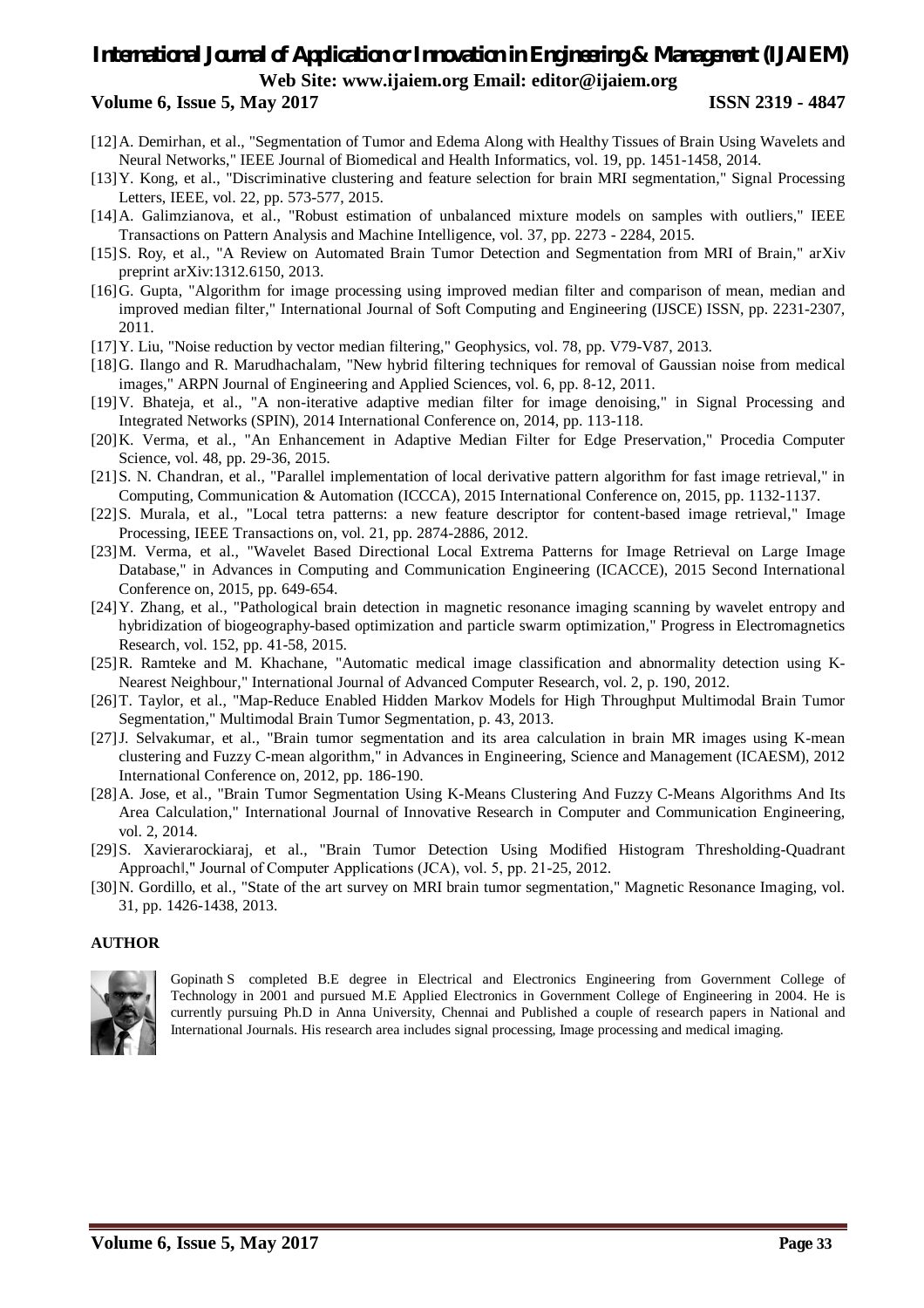[12] A. Demirhan, et al., "Segmentation of Tumor and Edema Along with Healthy Tissues of Brain Using Wavelets and Neural Networks," IEEE Journal of Biomedical and Health Informatics, vol. 19, pp. 1451-1458, 2014.

[13] Y. Kong, et al., "Discriminative clustering and feature selection for brain MRI segmentation," Signal Processing Letters, IEEE, vol. 22, pp. 573-577, 2015.

[14] A. Galimzianova, et al., "Robust estimation of unbalanced mixture models on samples with outliers," IEEE Transactions on Pattern Analysis and Machine Intelligence, vol. 37, pp. 2273 - 2284, 2015.

[15] S. Roy, et al., "A Review on Automated Brain Tumor Detection and Segmentation from MRI of Brain," arXiv preprint arXiv:1312.6150, 2013.

[16] G. Gupta, "Algorithm for image processing using improved median filter and comparison of mean, median and improved median filter," International Journal of Soft Computing and Engineering (IJSCE) ISSN, pp. 2231-2307, 2011.

[17] Y. Liu, "Noise reduction by vector median filtering," Geophysics, vol. 78, pp. V79-V87, 2013.

[18] G. Ilango and R. Marudhachalam, "New hybrid filtering techniques for removal of Gaussian noise from medical images," ARPN Journal of Engineering and Applied Sciences, vol. 6, pp. 8-12, 2011.

[19] V. Bhateja, et al., "A non-iterative adaptive median filter for image denoising," in Signal Processing and Integrated Networks (SPIN), 2014 International Conference on, 2014, pp. 113-118.

[20] K. Verma, et al., "An Enhancement in Adaptive Median Filter for Edge Preservation," Procedia Computer Science, vol. 48, pp. 29-36, 2015.

[21] S. N. Chandran, et al., "Parallel implementation of local derivative pattern algorithm for fast image retrieval," in Computing, Communication & Automation (ICCCA), 2015 International Conference on, 2015, pp. 1132-1137.

[22] S. Murala, et al., "Local tetra patterns: a new feature descriptor for content-based image retrieval," Image Processing, IEEE Transactions on, vol. 21, pp. 2874-2886, 2012.

[23] M. Verma, et al., "Wavelet Based Directional Local Extrema Patterns for Image Retrieval on Large Image Database," in Advances in Computing and Communication Engineering (ICACCE), 2015 Second International Conference on, 2015, pp. 649-654.

[24] Y. Zhang, et al., "Pathological brain detection in magnetic resonance imaging scanning by wavelet entropy and hybridization of biogeography-based optimization and particle swarm optimization," Progress in Electromagnetics Research, vol. 152, pp. 41-58, 2015.

[25] R. Ramteke and M. Khachane, "Automatic medical image classification and abnormality detection using K-Nearest Neighbour," International Journal of Advanced Computer Research, vol. 2, p. 190, 2012.

[26] T. Taylor, et al., "Map-Reduce Enabled Hidden Markov Models for High Throughput Multimodal Brain Tumor Segmentation," Multimodal Brain Tumor Segmentation, p. 43, 2013.

[27] J. Selvakumar, et al., "Brain tumor segmentation and its area calculation in brain MR images using K-mean clustering and Fuzzy C-mean algorithm," in Advances in Engineering, Science and Management (ICAESM), 2012 International Conference on, 2012, pp. 186-190.

[28] A. Jose, et al., "Brain Tumor Segmentation Using K-Means Clustering And Fuzzy C-Means Algorithms And Its Area Calculation," International Journal of Innovative Research in Computer and Communication Engineering, vol. 2, 2014.

[29] S. Xavierarockiaraj, et al., "Brain Tumor Detection Using Modified Histogram Thresholding-Quadrant Approach‖," Journal of Computer Applications (JCA), vol. 5, pp. 21-25, 2012.

[30] N. Gordillo, et al., "State of the art survey on MRI brain tumor segmentation," Magnetic Resonance Imaging, vol. 31, pp. 1426-1438, 2013.

**AUTHOR**

Gopinath S completed B.E degree in Electrical and Electronics Engineering from Government College of Technology in 2001 and pursued M.E Applied Electronics in Government College of Engineering in 2004. He is currently pursuing Ph.D in Anna University, Chennai and Published a couple of research papers in National and International Journals. His research area includes signal processing, Image processing and medical imaging.